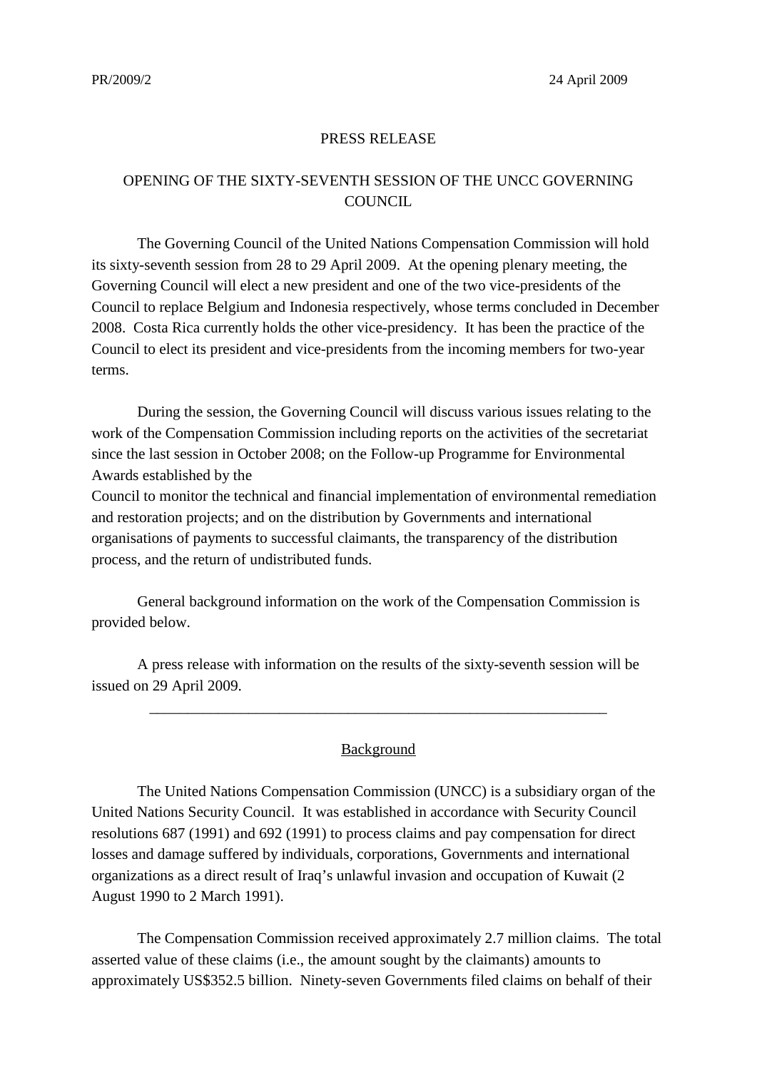PR/2009/2 24 April 2009

PRESS RELEASE

# OPENING OF THE SIXTY-SEVENTH SESSION OF THE UNCC GOVERNING COUNCIL

The Governing Council of the United Nations Compensation Commission will hold its sixty-seventh session from 28 to 29 April 2009. At the opening plenary meeting, the Governing Council will elect a new president and one of the two vice-presidents of the Council to replace Belgium and Indonesia respectively, whose terms concluded in December 2008. Costa Rica currently holds the other vice-presidency. It has been the practice of the Council to elect its president and vice-presidents from the incoming members for two-year terms.

During the session, the Governing Council will discuss various issues relating to the work of the Compensation Commission including reports on the activities of the secretariat since the last session in October 2008; on the Follow-up Programme for Environmental Awards established by the Council to monitor the technical and financial implementation of environmental remediation and restoration projects; and on the distribution by Governments and international organisations of payments to successful claimants, the transparency of the distribution process, and the return of undistributed funds.

General background information on the work of the Compensation Commission is provided below.

A press release with information on the results of the sixty-seventh session will be issued on 29 April 2009.

---

## Background

The United Nations Compensation Commission (UNCC) is a subsidiary organ of the United Nations Security Council. It was established in accordance with Security Council resolutions 687 (1991) and 692 (1991) to process claims and pay compensation for direct losses and damage suffered by individuals, corporations, Governments and international organizations as a direct result of Iraq's unlawful invasion and occupation of Kuwait (2 August 1990 to 2 March 1991).

The Compensation Commission received approximately 2.7 million claims. The total asserted value of these claims (i.e., the amount sought by the claimants) amounts to approximately US$352.5 billion. Ninety-seven Governments filed claims on behalf of their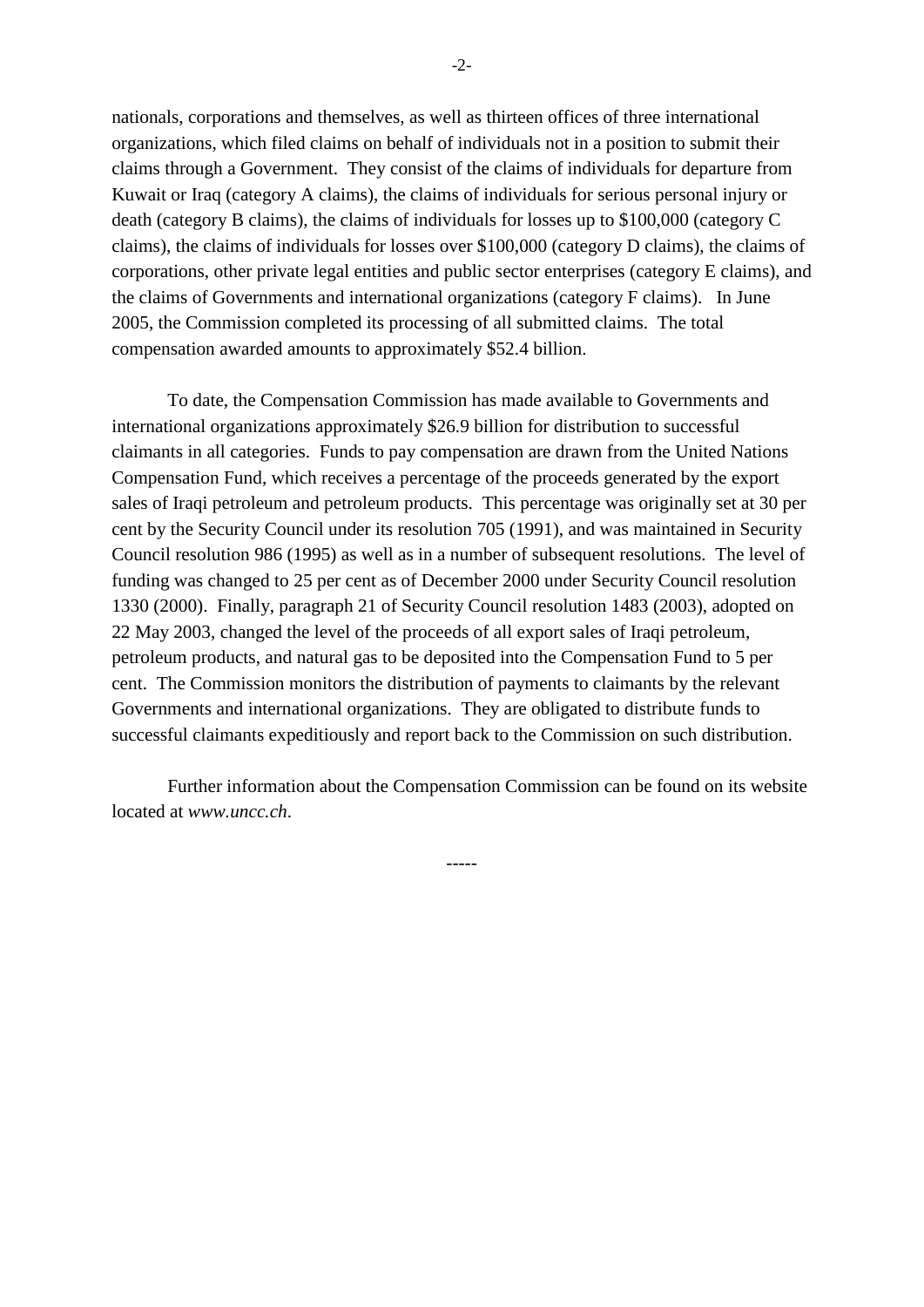nationals, corporations and themselves, as well as thirteen offices of three international organizations, which filed claims on behalf of individuals not in a position to submit their claims through a Government. They consist of the claims of individuals for departure from Kuwait or Iraq (category A claims), the claims of individuals for serious personal injury or death (category B claims), the claims of individuals for losses up to $100,000 (category C claims), the claims of individuals for losses over $100,000 (category D claims), the claims of corporations, other private legal entities and public sector enterprises (category E claims), and the claims of Governments and international organizations (category F claims). In June 2005, the Commission completed its processing of all submitted claims. The total compensation awarded amounts to approximately $52.4 billion.

To date, the Compensation Commission has made available to Governments and international organizations approximately $26.9 billion for distribution to successful claimants in all categories. Funds to pay compensation are drawn from the United Nations Compensation Fund, which receives a percentage of the proceeds generated by the export sales of Iraqi petroleum and petroleum products. This percentage was originally set at 30 per cent by the Security Council under its resolution 705 (1991), and was maintained in Security Council resolution 986 (1995) as well as in a number of subsequent resolutions. The level of funding was changed to 25 per cent as of December 2000 under Security Council resolution 1330 (2000). Finally, paragraph 21 of Security Council resolution 1483 (2003), adopted on 22 May 2003, changed the level of the proceeds of all export sales of Iraqi petroleum, petroleum products, and natural gas to be deposited into the Compensation Fund to 5 per cent. The Commission monitors the distribution of payments to claimants by the relevant Governments and international organizations. They are obligated to distribute funds to successful claimants expeditiously and report back to the Commission on such distribution.

Further information about the Compensation Commission can be found on its website located at *www.uncc.ch*.

-----